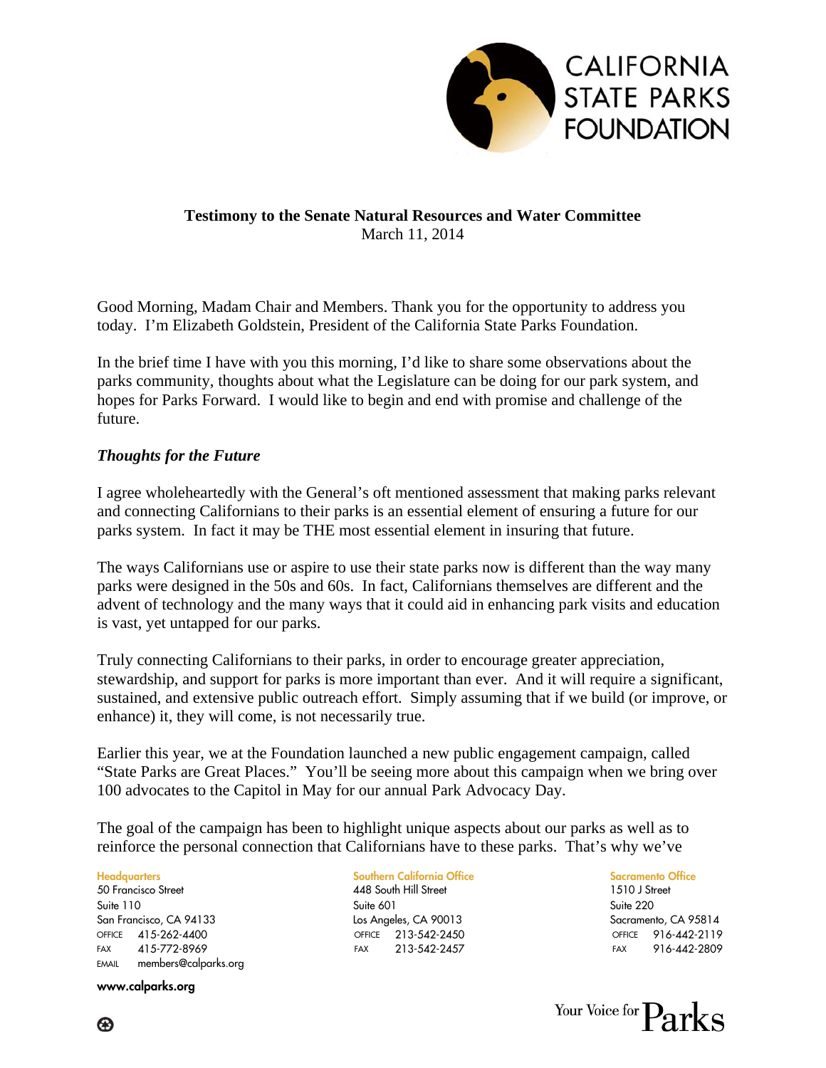CALIFORNIA STATE PARKS FOUNDATION

**Testimony to the Senate Natural Resources and Water Committee**
March 11, 2014

Good Morning, Madam Chair and Members. Thank you for the opportunity to address you today. I'm Elizabeth Goldstein, President of the California State Parks Foundation.

In the brief time I have with you this morning, I'd like to share some observations about the parks community, thoughts about what the Legislature can be doing for our park system, and hopes for Parks Forward. I would like to begin and end with promise and challenge of the future.

***Thoughts for the Future***

I agree wholeheartedly with the General's oft mentioned assessment that making parks relevant and connecting Californians to their parks is an essential element of ensuring a future for our parks system. In fact it may be THE most essential element in insuring that future.

The ways Californians use or aspire to use their state parks now is different than the way many parks were designed in the 50s and 60s. In fact, Californians themselves are different and the advent of technology and the many ways that it could aid in enhancing park visits and education is vast, yet untapped for our parks.

Truly connecting Californians to their parks, in order to encourage greater appreciation, stewardship, and support for parks is more important than ever. And it will require a significant, sustained, and extensive public outreach effort. Simply assuming that if we build (or improve, or enhance) it, they will come, is not necessarily true.

Earlier this year, we at the Foundation launched a new public engagement campaign, called "State Parks are Great Places." You'll be seeing more about this campaign when we bring over 100 advocates to the Capitol in May for our annual Park Advocacy Day.

The goal of the campaign has been to highlight unique aspects about our parks as well as to reinforce the personal connection that Californians have to these parks. That's why we've

**Headquarters**
50 Francisco Street
Suite 110
San Francisco, CA 94133
OFFICE 415-262-4400
FAX 415-772-8969
EMAIL members@calparks.org

**Southern California Office**
448 South Hill Street
Suite 601
Los Angeles, CA 90013
OFFICE 213-542-2450
FAX 213-542-2457

**Sacramento Office**
1510 J Street
Suite 220
Sacramento, CA 95814
OFFICE 916-442-2119
FAX 916-442-2809

www.calparks.org

Your Voice for Parks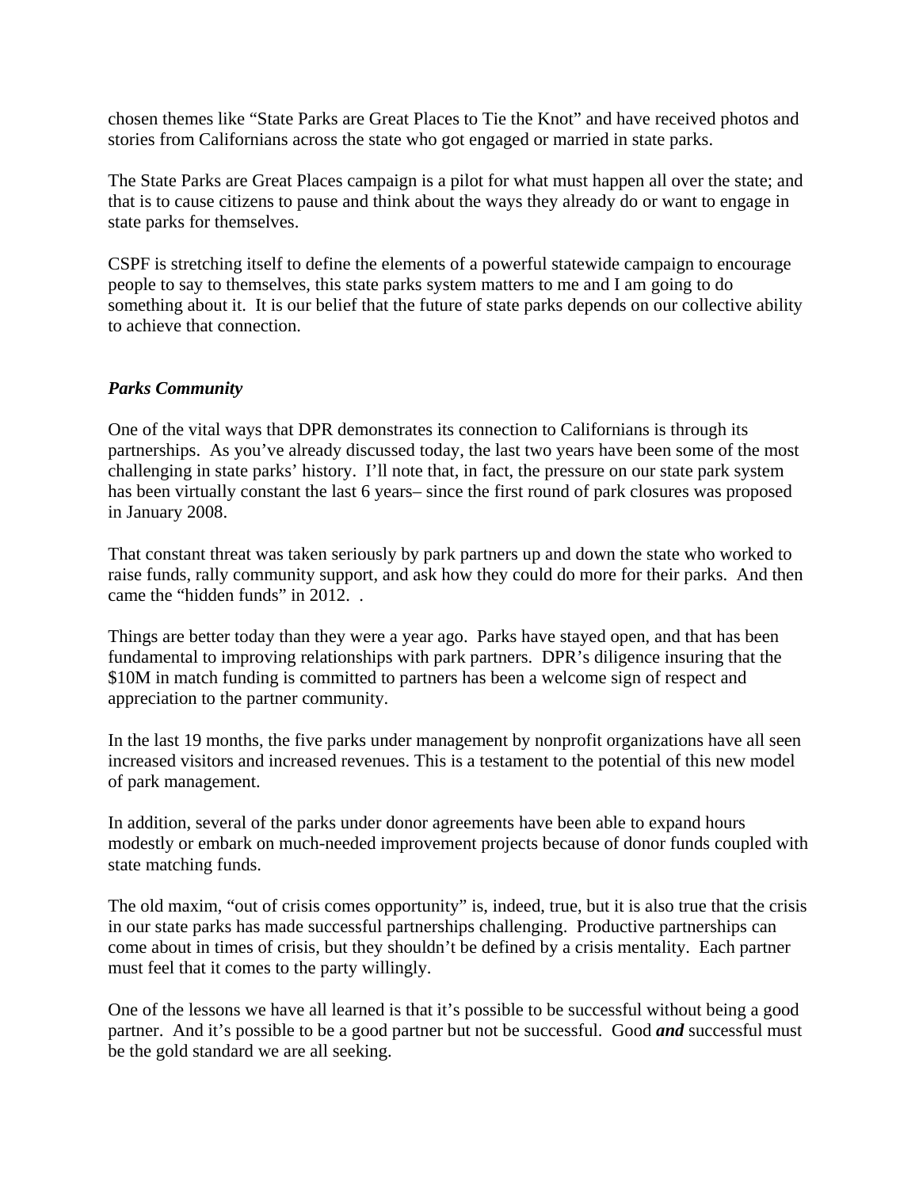chosen themes like "State Parks are Great Places to Tie the Knot" and have received photos and stories from Californians across the state who got engaged or married in state parks.

The State Parks are Great Places campaign is a pilot for what must happen all over the state; and that is to cause citizens to pause and think about the ways they already do or want to engage in state parks for themselves.

CSPF is stretching itself to define the elements of a powerful statewide campaign to encourage people to say to themselves, this state parks system matters to me and I am going to do something about it. It is our belief that the future of state parks depends on our collective ability to achieve that connection.

***Parks Community***

One of the vital ways that DPR demonstrates its connection to Californians is through its partnerships. As you've already discussed today, the last two years have been some of the most challenging in state parks' history. I'll note that, in fact, the pressure on our state park system has been virtually constant the last 6 years– since the first round of park closures was proposed in January 2008.

That constant threat was taken seriously by park partners up and down the state who worked to raise funds, rally community support, and ask how they could do more for their parks. And then came the "hidden funds" in 2012. .

Things are better today than they were a year ago. Parks have stayed open, and that has been fundamental to improving relationships with park partners. DPR's diligence insuring that the $10M in match funding is committed to partners has been a welcome sign of respect and appreciation to the partner community.

In the last 19 months, the five parks under management by nonprofit organizations have all seen increased visitors and increased revenues. This is a testament to the potential of this new model of park management.

In addition, several of the parks under donor agreements have been able to expand hours modestly or embark on much-needed improvement projects because of donor funds coupled with state matching funds.

The old maxim, "out of crisis comes opportunity" is, indeed, true, but it is also true that the crisis in our state parks has made successful partnerships challenging. Productive partnerships can come about in times of crisis, but they shouldn't be defined by a crisis mentality. Each partner must feel that it comes to the party willingly.

One of the lessons we have all learned is that it's possible to be successful without being a good partner. And it's possible to be a good partner but not be successful. Good ***and*** successful must be the gold standard we are all seeking.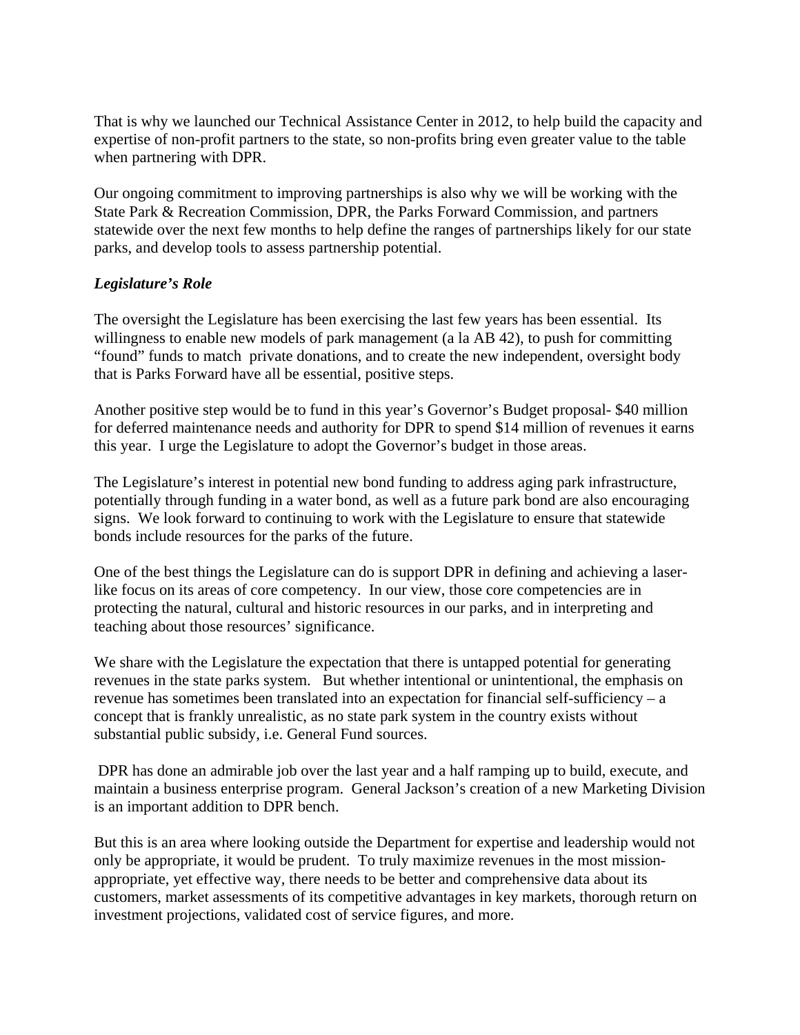That is why we launched our Technical Assistance Center in 2012, to help build the capacity and expertise of non-profit partners to the state, so non-profits bring even greater value to the table when partnering with DPR.

Our ongoing commitment to improving partnerships is also why we will be working with the State Park & Recreation Commission, DPR, the Parks Forward Commission, and partners statewide over the next few months to help define the ranges of partnerships likely for our state parks, and develop tools to assess partnership potential.

***Legislature's Role***

The oversight the Legislature has been exercising the last few years has been essential. Its willingness to enable new models of park management (a la AB 42), to push for committing "found" funds to match private donations, and to create the new independent, oversight body that is Parks Forward have all be essential, positive steps.

Another positive step would be to fund in this year's Governor's Budget proposal- $40 million for deferred maintenance needs and authority for DPR to spend $14 million of revenues it earns this year. I urge the Legislature to adopt the Governor's budget in those areas.

The Legislature's interest in potential new bond funding to address aging park infrastructure, potentially through funding in a water bond, as well as a future park bond are also encouraging signs. We look forward to continuing to work with the Legislature to ensure that statewide bonds include resources for the parks of the future.

One of the best things the Legislature can do is support DPR in defining and achieving a laser-like focus on its areas of core competency. In our view, those core competencies are in protecting the natural, cultural and historic resources in our parks, and in interpreting and teaching about those resources' significance.

We share with the Legislature the expectation that there is untapped potential for generating revenues in the state parks system. But whether intentional or unintentional, the emphasis on revenue has sometimes been translated into an expectation for financial self-sufficiency – a concept that is frankly unrealistic, as no state park system in the country exists without substantial public subsidy, i.e. General Fund sources.

DPR has done an admirable job over the last year and a half ramping up to build, execute, and maintain a business enterprise program. General Jackson's creation of a new Marketing Division is an important addition to DPR bench.

But this is an area where looking outside the Department for expertise and leadership would not only be appropriate, it would be prudent. To truly maximize revenues in the most mission-appropriate, yet effective way, there needs to be better and comprehensive data about its customers, market assessments of its competitive advantages in key markets, thorough return on investment projections, validated cost of service figures, and more.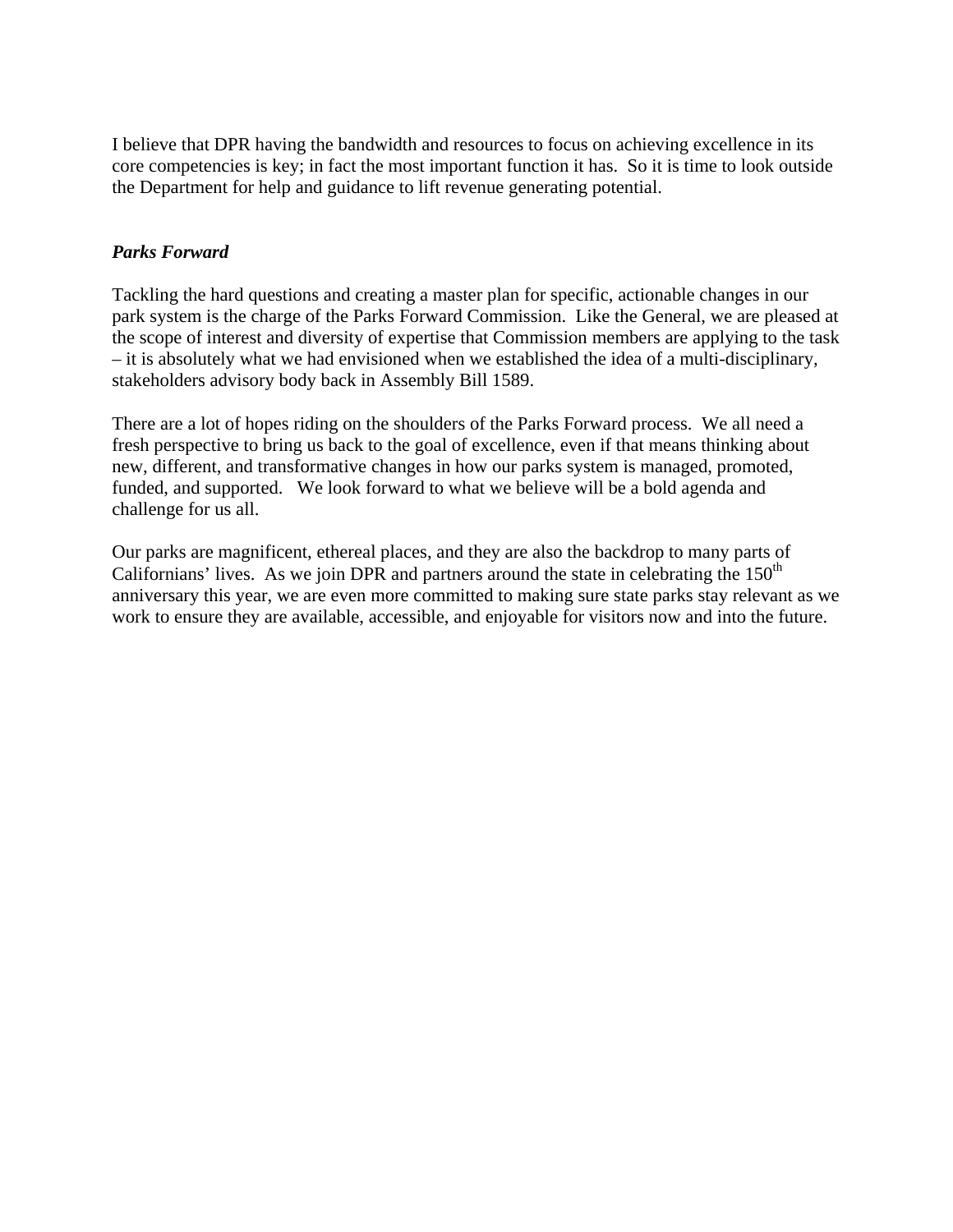I believe that DPR having the bandwidth and resources to focus on achieving excellence in its core competencies is key; in fact the most important function it has. So it is time to look outside the Department for help and guidance to lift revenue generating potential.

### ***Parks Forward***

Tackling the hard questions and creating a master plan for specific, actionable changes in our park system is the charge of the Parks Forward Commission. Like the General, we are pleased at the scope of interest and diversity of expertise that Commission members are applying to the task – it is absolutely what we had envisioned when we established the idea of a multi-disciplinary, stakeholders advisory body back in Assembly Bill 1589.

There are a lot of hopes riding on the shoulders of the Parks Forward process. We all need a fresh perspective to bring us back to the goal of excellence, even if that means thinking about new, different, and transformative changes in how our parks system is managed, promoted, funded, and supported. We look forward to what we believe will be a bold agenda and challenge for us all.

Our parks are magnificent, ethereal places, and they are also the backdrop to many parts of Californians' lives. As we join DPR and partners around the state in celebrating the 150th anniversary this year, we are even more committed to making sure state parks stay relevant as we work to ensure they are available, accessible, and enjoyable for visitors now and into the future.